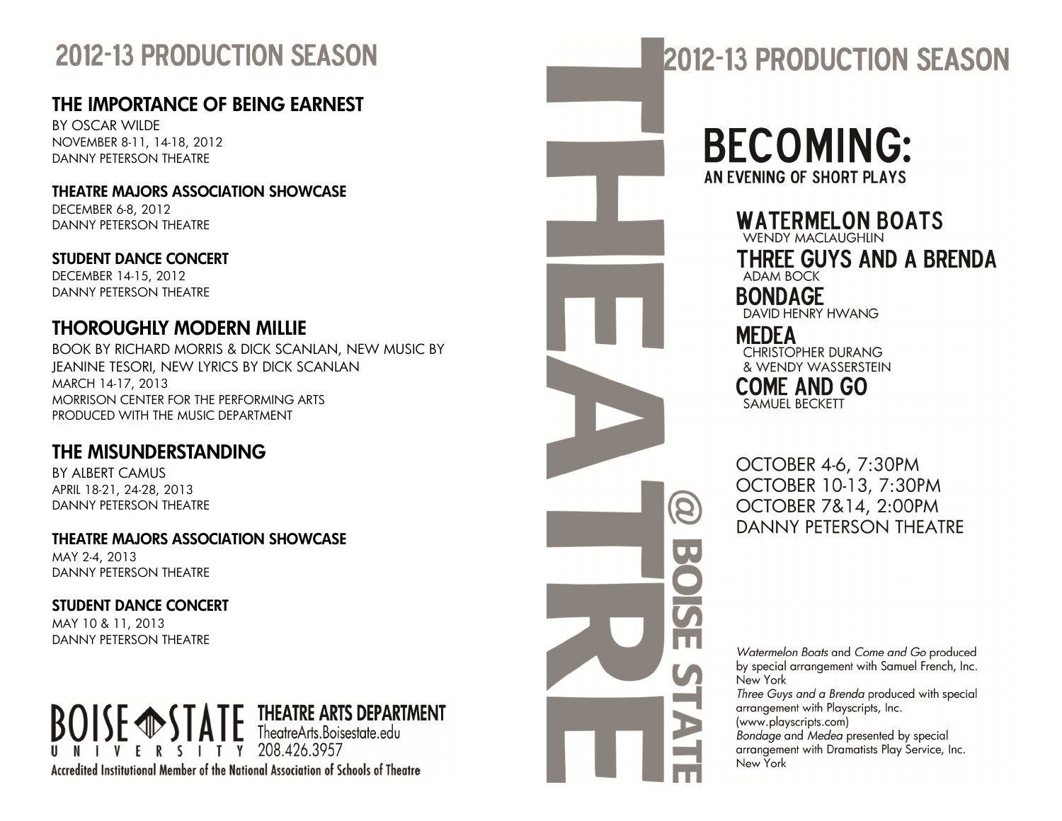# 2012-13 PRODUCTION SEASON

### THE IMPORTANCE OF BEING EARNEST

BY OSCAR WILDE
NOVEMBER 8-11, 14-18, 2012
DANNY PETERSON THEATRE

### THEATRE MAJORS ASSOCIATION SHOWCASE

DECEMBER 6-8, 2012
DANNY PETERSON THEATRE

### STUDENT DANCE CONCERT

DECEMBER 14-15, 2012
DANNY PETERSON THEATRE

### THOROUGHLY MODERN MILLIE

BOOK BY RICHARD MORRIS & DICK SCANLAN, NEW MUSIC BY JEANINE TESORI, NEW LYRICS BY DICK SCANLAN
MARCH 14-17, 2013
MORRISON CENTER FOR THE PERFORMING ARTS
PRODUCED WITH THE MUSIC DEPARTMENT

### THE MISUNDERSTANDING

BY ALBERT CAMUS
APRIL 18-21, 24-28, 2013
DANNY PETERSON THEATRE

### THEATRE MAJORS ASSOCIATION SHOWCASE

MAY 2-4, 2013
DANNY PETERSON THEATRE

### STUDENT DANCE CONCERT

MAY 10 & 11, 2013
DANNY PETERSON THEATRE

BOISE STATE UNIVERSITY
**THEATRE ARTS DEPARTMENT**
TheatreArts.Boisestate.edu
208.426.3957

Accredited Institutional Member of the National Association of Schools of Theatre

THEATRE @ BOISE STATE

# 2012-13 PRODUCTION SEASON

## BECOMING:

### AN EVENING OF SHORT PLAYS

**WATERMELON BOATS**
WENDY MACLAUGHLIN

**THREE GUYS AND A BRENDA**
ADAM BOCK

**BONDAGE**
DAVID HENRY HWANG

**MEDEA**
CHRISTOPHER DURANG
& WENDY WASSERSTEIN

**COME AND GO**
SAMUEL BECKETT

OCTOBER 4-6, 7:30PM
OCTOBER 10-13, 7:30PM
OCTOBER 7&14, 2:00PM
DANNY PETERSON THEATRE

*Watermelon Boats* and *Come and Go* produced by special arrangement with Samuel French, Inc. New York
*Three Guys and a Brenda* produced with special arrangement with Playscripts, Inc. (www.playscripts.com)
*Bondage* and *Medea* presented by special arrangement with Dramatists Play Service, Inc. New York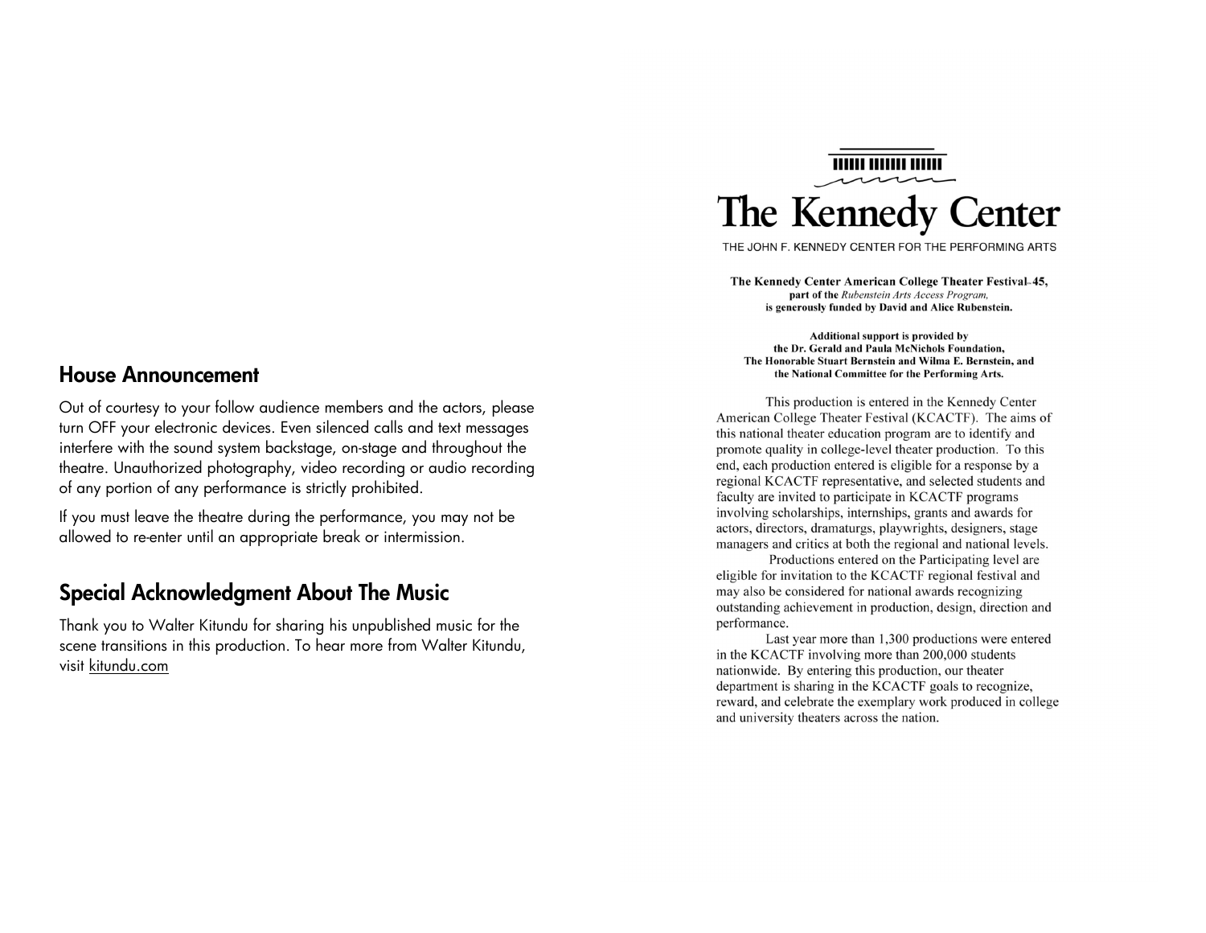## House Announcement

Out of courtesy to your follow audience members and the actors, please turn OFF your electronic devices. Even silenced calls and text messages interfere with the sound system backstage, on-stage and throughout the theatre. Unauthorized photography, video recording or audio recording of any portion of any performance is strictly prohibited.

If you must leave the theatre during the performance, you may not be allowed to re-enter until an appropriate break or intermission.

## Special Acknowledgment About The Music

Thank you to Walter Kitundu for sharing his unpublished music for the scene transitions in this production. To hear more from Walter Kitundu, visit kitundu.com

# The Kennedy Center

THE JOHN F. KENNEDY CENTER FOR THE PERFORMING ARTS

**The Kennedy Center American College Theater Festival™ 45,**
**part of the** ***Rubenstein Arts Access Program,***
**is generously funded by David and Alice Rubenstein.**

**Additional support is provided by**
**the Dr. Gerald and Paula McNichols Foundation,**
**The Honorable Stuart Bernstein and Wilma E. Bernstein, and**
**the National Committee for the Performing Arts.**

This production is entered in the Kennedy Center American College Theater Festival (KCACTF). The aims of this national theater education program are to identify and promote quality in college-level theater production. To this end, each production entered is eligible for a response by a regional KCACTF representative, and selected students and faculty are invited to participate in KCACTF programs involving scholarships, internships, grants and awards for actors, directors, dramaturgs, playwrights, designers, stage managers and critics at both the regional and national levels.

Productions entered on the Participating level are eligible for invitation to the KCACTF regional festival and may also be considered for national awards recognizing outstanding achievement in production, design, direction and performance.

Last year more than 1,300 productions were entered in the KCACTF involving more than 200,000 students nationwide. By entering this production, our theater department is sharing in the KCACTF goals to recognize, reward, and celebrate the exemplary work produced in college and university theaters across the nation.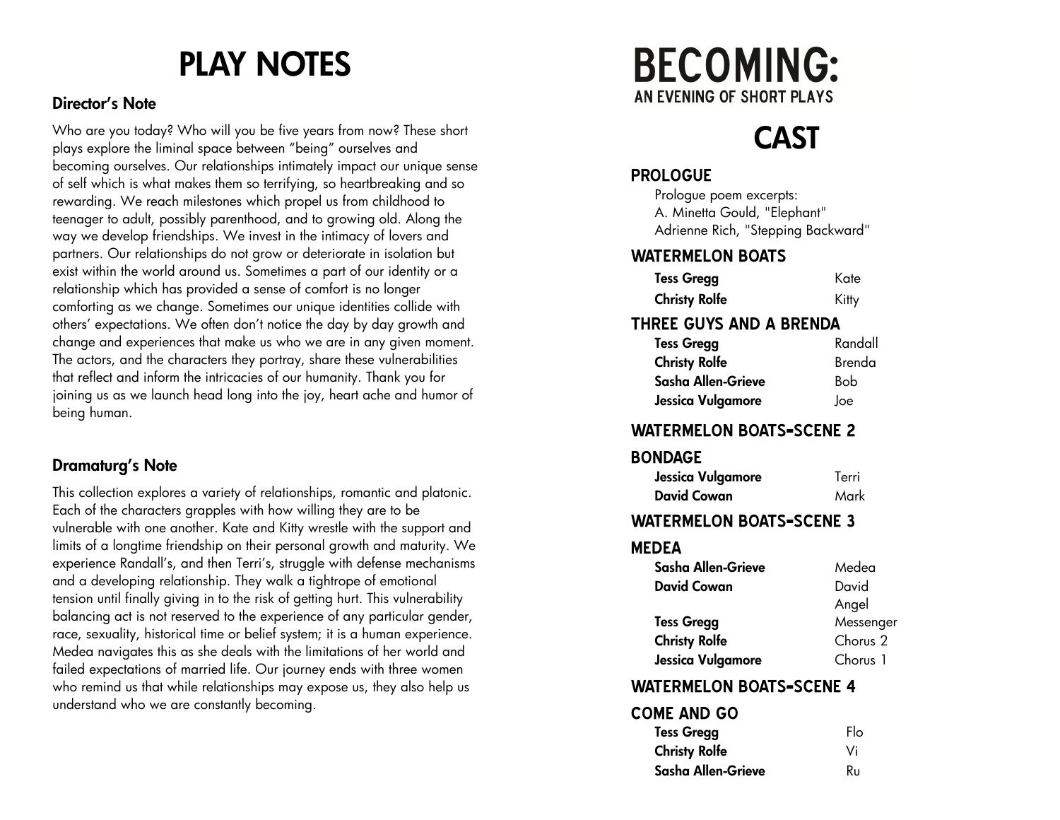# PLAY NOTES

### Director's Note

Who are you today? Who will you be five years from now? These short plays explore the liminal space between "being" ourselves and becoming ourselves. Our relationships intimately impact our unique sense of self which is what makes them so terrifying, so heartbreaking and so rewarding. We reach milestones which propel us from childhood to teenager to adult, possibly parenthood, and to growing old. Along the way we develop friendships. We invest in the intimacy of lovers and partners. Our relationships do not grow or deteriorate in isolation but exist within the world around us. Sometimes a part of our identity or a relationship which has provided a sense of comfort is no longer comforting as we change. Sometimes our unique identities collide with others' expectations. We often don't notice the day by day growth and change and experiences that make us who we are in any given moment. The actors, and the characters they portray, share these vulnerabilities that reflect and inform the intricacies of our humanity. Thank you for joining us as we launch head long into the joy, heart ache and humor of being human.

### Dramaturg's Note

This collection explores a variety of relationships, romantic and platonic. Each of the characters grapples with how willing they are to be vulnerable with one another. Kate and Kitty wrestle with the support and limits of a longtime friendship on their personal growth and maturity. We experience Randall's, and then Terri's, struggle with defense mechanisms and a developing relationship. They walk a tightrope of emotional tension until finally giving in to the risk of getting hurt. This vulnerability balancing act is not reserved to the experience of any particular gender, race, sexuality, historical time or belief system; it is a human experience. Medea navigates this as she deals with the limitations of her world and failed expectations of married life. Our journey ends with three women who remind us that while relationships may expose us, they also help us understand who we are constantly becoming.

# BECOMING:
## AN EVENING OF SHORT PLAYS

# CAST

### PROLOGUE

Prologue poem excerpts:
A. Minetta Gould, "Elephant"
Adrienne Rich, "Stepping Backward"

### WATERMELON BOATS

| | |
|---|---|
| **Tess Gregg** | Kate |
| **Christy Rolfe** | Kitty |

### THREE GUYS AND A BRENDA

| | |
|---|---|
| **Tess Gregg** | Randall |
| **Christy Rolfe** | Brenda |
| **Sasha Allen-Grieve** | Bob |
| **Jessica Vulgamore** | Joe |

### WATERMELON BOATS-SCENE 2

### BONDAGE

| | |
|---|---|
| **Jessica Vulgamore** | Terri |
| **David Cowan** | Mark |

### WATERMELON BOATS-SCENE 3

### MEDEA

| | |
|---|---|
| **Sasha Allen-Grieve** | Medea |
| **David Cowan** | David<br>Angel |
| **Tess Gregg** | Messenger |
| **Christy Rolfe** | Chorus 2 |
| **Jessica Vulgamore** | Chorus 1 |

### WATERMELON BOATS-SCENE 4

### COME AND GO

| | |
|---|---|
| **Tess Gregg** | Flo |
| **Christy Rolfe** | Vi |
| **Sasha Allen-Grieve** | Ru |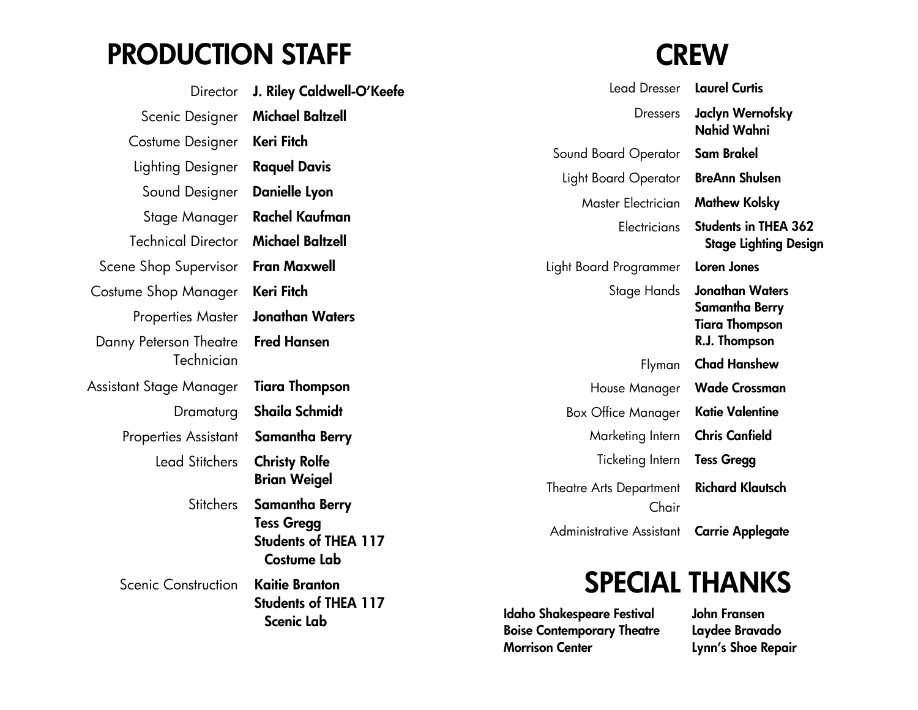# PRODUCTION STAFF

| | |
|---|---|
| Director | **J. Riley Caldwell-O'Keefe** |
| Scenic Designer | **Michael Baltzell** |
| Costume Designer | **Keri Fitch** |
| Lighting Designer | **Raquel Davis** |
| Sound Designer | **Danielle Lyon** |
| Stage Manager | **Rachel Kaufman** |
| Technical Director | **Michael Baltzell** |
| Scene Shop Supervisor | **Fran Maxwell** |
| Costume Shop Manager | **Keri Fitch** |
| Properties Master | **Jonathan Waters** |
| Danny Peterson Theatre Technician | **Fred Hansen** |
| Assistant Stage Manager | **Tiara Thompson** |
| Dramaturg | **Shaila Schmidt** |
| Properties Assistant | **Samantha Berry** |
| Lead Stitchers | **Christy Rolfe**<br>**Brian Weigel** |
| Stitchers | **Samantha Berry**<br>**Tess Gregg**<br>**Students of THEA 117 Costume Lab** |
| Scenic Construction | **Kaitie Branton**<br>**Students of THEA 117 Scenic Lab** |

# CREW

| | |
|---|---|
| Lead Dresser | **Laurel Curtis** |
| Dressers | **Jaclyn Wernofsky**<br>**Nahid Wahni** |
| Sound Board Operator | **Sam Brakel** |
| Light Board Operator | **BreAnn Shulsen** |
| Master Electrician | **Mathew Kolsky** |
| Electricians | **Students in THEA 362 Stage Lighting Design** |
| Light Board Programmer | **Loren Jones** |
| Stage Hands | **Jonathan Waters**<br>**Samantha Berry**<br>**Tiara Thompson**<br>**R.J. Thompson** |
| Flyman | **Chad Hanshew** |
| House Manager | **Wade Crossman** |
| Box Office Manager | **Katie Valentine** |
| Marketing Intern | **Chris Canfield** |
| Ticketing Intern | **Tess Gregg** |
| Theatre Arts Department Chair | **Richard Klautsch** |
| Administrative Assistant | **Carrie Applegate** |

# SPECIAL THANKS

**Idaho Shakespeare Festival**
**Boise Contemporary Theatre**
**Morrison Center**
**John Fransen**
**Laydee Bravado**
**Lynn's Shoe Repair**